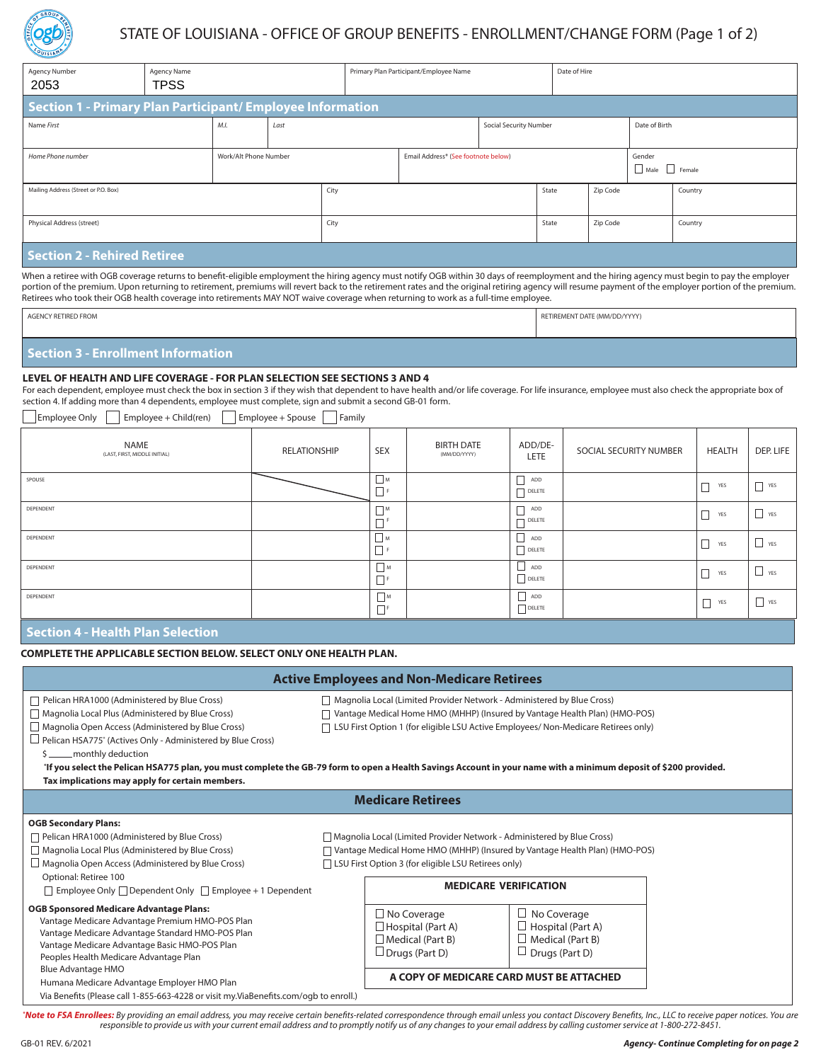# STATE OF LOUISIANA - OFFICE OF GROUP BENEFITS - ENROLLMENT/CHANGE FORM (Page 1 of 2)

| Agency Number | Agency Name | Primary Plan Participant/Employee Name | Date of Hire |
|---|---|---|---|
| 2053 | TPSS | | |

## Section 1 - Primary Plan Participant/ Employee Information

| Name *First* | *M.I.* | *Last* | Social Security Number | Date of Birth |
|---|---|---|---|---|
| | | | | |

| *Home Phone number* | Work/Alt Phone Number | Email Address* (See footnote below) | Gender |
|---|---|---|---|
| | | | ☐ Male ☐ Female |

| Mailing Address (Street or P.O. Box) | City | State | Zip Code | Country |
|---|---|---|---|---|
| | | | | |

| Physical Address (street) | City | State | Zip Code | Country |
|---|---|---|---|---|
| | | | | |

## Section 2 - Rehired Retiree

When a retiree with OGB coverage returns to benefit-eligible employment the hiring agency must notify OGB within 30 days of reemployment and the hiring agency must begin to pay the employer portion of the premium. Upon returning to retirement, premiums will revert back to the retirement rates and the original retiring agency will resume payment of the employer portion of the premium. Retirees who took their OGB health coverage into retirements MAY NOT waive coverage when returning to work as a full-time employee.

| AGENCY RETIRED FROM | RETIREMENT DATE (MM/DD/YYYY) |
|---|---|
| | |

## Section 3 - Enrollment Information

**LEVEL OF HEALTH AND LIFE COVERAGE - FOR PLAN SELECTION SEE SECTIONS 3 AND 4**

For each dependent, employee must check the box in section 3 if they wish that dependent to have health and/or life coverage. For life insurance, employee must also check the appropriate box of section 4. If adding more than 4 dependents, employee must complete, sign and submit a second GB-01 form.

☐ Employee Only ☐ Employee + Child(ren) ☐ Employee + Spouse ☐ Family

| NAME (LAST, FIRST, MIDDLE INITIAL) | RELATIONSHIP | SEX | BIRTH DATE (MM/DD/YYYY) | ADD/DELETE | SOCIAL SECURITY NUMBER | HEALTH | DEP. LIFE |
|---|---|---|---|---|---|---|---|
| SPOUSE | | ☐ M ☐ F | | ☐ ADD ☐ DELETE | | ☐ YES | ☐ YES |
| DEPENDENT | | ☐ M ☐ F | | ☐ ADD ☐ DELETE | | ☐ YES | ☐ YES |
| DEPENDENT | | ☐ M ☐ F | | ☐ ADD ☐ DELETE | | ☐ YES | ☐ YES |
| DEPENDENT | | ☐ M ☐ F | | ☐ ADD ☐ DELETE | | ☐ YES | ☐ YES |
| DEPENDENT | | ☐ M ☐ F | | ☐ ADD ☐ DELETE | | ☐ YES | ☐ YES |

## Section 4 - Health Plan Selection

**COMPLETE THE APPLICABLE SECTION BELOW. SELECT ONLY ONE HEALTH PLAN.**

### Active Employees and Non-Medicare Retirees

- ☐ Pelican HRA1000 (Administered by Blue Cross)
- ☐ Magnolia Local Plus (Administered by Blue Cross)
- ☐ Magnolia Open Access (Administered by Blue Cross)
- ☐ Pelican HSA775* (Actives Only - Administered by Blue Cross)
  - $ _____monthly deduction
- ☐ Magnolia Local (Limited Provider Network - Administered by Blue Cross)
- ☐ Vantage Medical Home HMO (MHHP) (Insured by Vantage Health Plan) (HMO-POS)
- ☐ LSU First Option 1 (for eligible LSU Active Employees/ Non-Medicare Retirees only)

***If you select the Pelican HSA775 plan, you must complete the GB-79 form to open a Health Savings Account in your name with a minimum deposit of $200 provided. Tax implications may apply for certain members.**

### Medicare Retirees

**OGB Secondary Plans:**

- ☐ Pelican HRA1000 (Administered by Blue Cross)
- ☐ Magnolia Local Plus (Administered by Blue Cross)
- ☐ Magnolia Open Access (Administered by Blue Cross)
- ☐ Magnolia Local (Limited Provider Network - Administered by Blue Cross)
- ☐ Vantage Medical Home HMO (MHHP) (Insured by Vantage Health Plan) (HMO-POS)
- ☐ LSU First Option 3 (for eligible LSU Retirees only)

Optional: Retiree 100

☐ Employee Only ☐ Dependent Only ☐ Employee + 1 Dependent

**OGB Sponsored Medicare Advantage Plans:**

- Vantage Medicare Advantage Premium HMO-POS Plan
- Vantage Medicare Advantage Standard HMO-POS Plan
- Vantage Medicare Advantage Basic HMO-POS Plan
- Peoples Health Medicare Advantage Plan
- Blue Advantage HMO
- Humana Medicare Advantage Employer HMO Plan
- Via Benefits (Please call 1-855-663-4228 or visit my.ViaBenefits.com/ogb to enroll.)

| MEDICARE VERIFICATION | |
|---|---|
| ☐ No Coverage | ☐ No Coverage |
| ☐ Hospital (Part A) | ☐ Hospital (Part A) |
| ☐ Medical (Part B) | ☐ Medical (Part B) |
| ☐ Drugs (Part D) | ☐ Drugs (Part D) |
| **A COPY OF MEDICARE CARD MUST BE ATTACHED** | |

****Note to FSA Enrollees:*** *By providing an email address, you may receive certain benefits-related correspondence through email unless you contact Discovery Benefits, Inc., LLC to receive paper notices. You are responsible to provide us with your current email address and to promptly notify us of any changes to your email address by calling customer service at 1-800-272-8451.*

GB-01 REV. 6/2021

***Agency- Continue Completing for on page 2***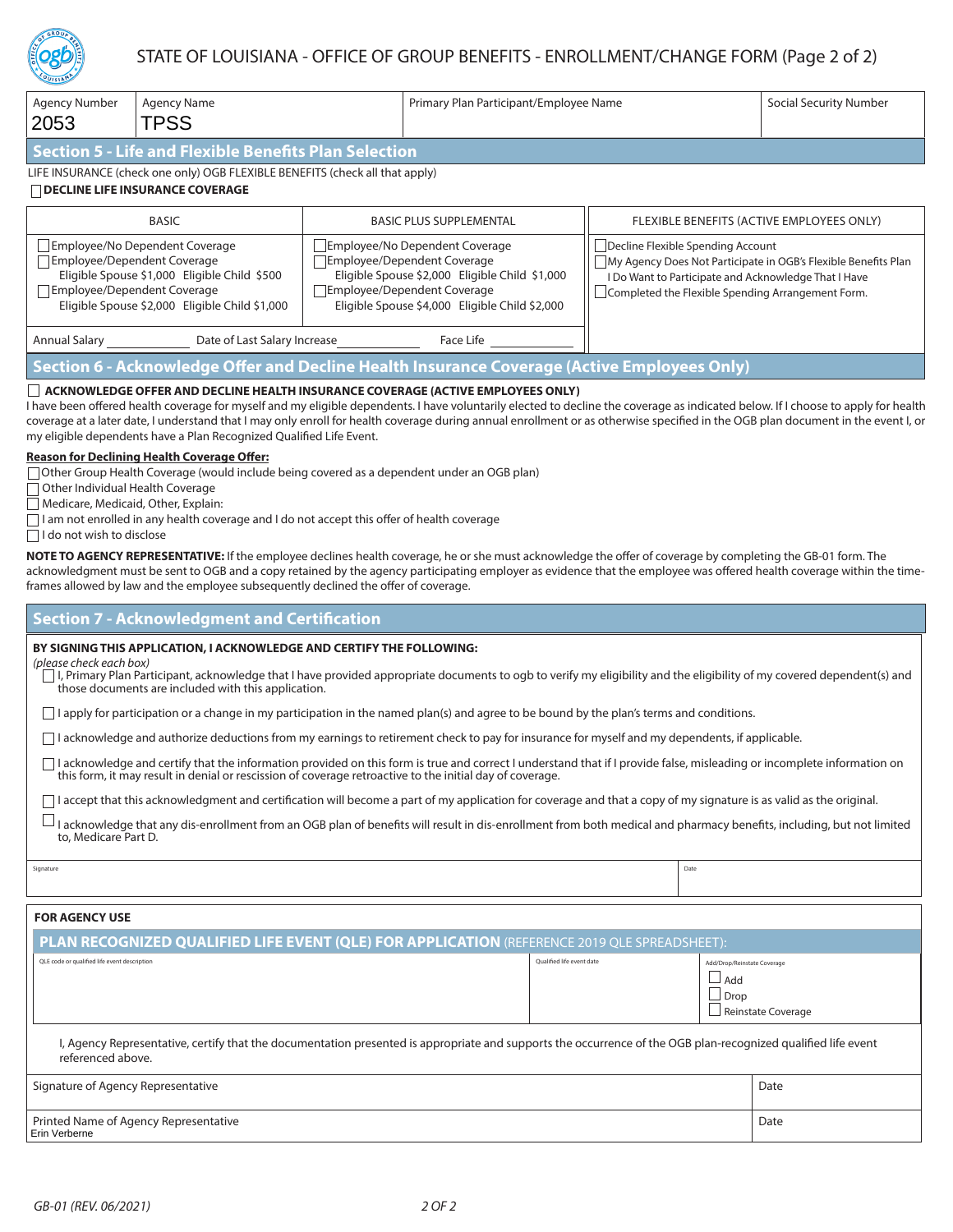# STATE OF LOUISIANA - OFFICE OF GROUP BENEFITS - ENROLLMENT/CHANGE FORM (Page 2 of 2)

| Agency Number | Agency Name | Primary Plan Participant/Employee Name | Social Security Number |
|---|---|---|---|
| 2053 | TPSS | | |

## Section 5 - Life and Flexible Benefits Plan Selection

LIFE INSURANCE (check one only) OGB FLEXIBLE BENEFITS (check all that apply)

☐ **DECLINE LIFE INSURANCE COVERAGE**

| BASIC | BASIC PLUS SUPPLEMENTAL | FLEXIBLE BENEFITS (ACTIVE EMPLOYEES ONLY) |
|---|---|---|
| ☐ Employee/No Dependent Coverage<br>☐ Employee/Dependent Coverage<br>Eligible Spouse $1,000 Eligible Child $500<br>☐ Employee/Dependent Coverage<br>Eligible Spouse $2,000 Eligible Child $1,000 | ☐ Employee/No Dependent Coverage<br>☐ Employee/Dependent Coverage<br>Eligible Spouse $2,000 Eligible Child $1,000<br>☐ Employee/Dependent Coverage<br>Eligible Spouse $4,000 Eligible Child $2,000 | ☐ Decline Flexible Spending Account<br>☐ My Agency Does Not Participate in OGB's Flexible Benefits Plan<br>I Do Want to Participate and Acknowledge That I Have<br>☐ Completed the Flexible Spending Arrangement Form. |
| Annual Salary ________ Date of Last Salary Increase ________ Face Life ________ | | |

## Section 6 - Acknowledge Offer and Decline Health Insurance Coverage (Active Employees Only)

☐ **ACKNOWLEDGE OFFER AND DECLINE HEALTH INSURANCE COVERAGE (ACTIVE EMPLOYEES ONLY)**

I have been offered health coverage for myself and my eligible dependents. I have voluntarily elected to decline the coverage as indicated below. If I choose to apply for health coverage at a later date, I understand that I may only enroll for health coverage during annual enrollment or as otherwise specified in the OGB plan document in the event I, or my eligible dependents have a Plan Recognized Qualified Life Event.

**Reason for Declining Health Coverage Offer:**

☐ Other Group Health Coverage (would include being covered as a dependent under an OGB plan)
☐ Other Individual Health Coverage
☐ Medicare, Medicaid, Other, Explain:
☐ I am not enrolled in any health coverage and I do not accept this offer of health coverage
☐ I do not wish to disclose

**NOTE TO AGENCY REPRESENTATIVE:** If the employee declines health coverage, he or she must acknowledge the offer of coverage by completing the GB-01 form. The acknowledgment must be sent to OGB and a copy retained by the agency participating employer as evidence that the employee was offered health coverage within the time-frames allowed by law and the employee subsequently declined the offer of coverage.

## Section 7 - Acknowledgment and Certification

**BY SIGNING THIS APPLICATION, I ACKNOWLEDGE AND CERTIFY THE FOLLOWING:**

*(please check each box)*

☐ I, Primary Plan Participant, acknowledge that I have provided appropriate documents to ogb to verify my eligibility and the eligibility of my covered dependent(s) and those documents are included with this application.

☐ I apply for participation or a change in my participation in the named plan(s) and agree to be bound by the plan's terms and conditions.

☐ I acknowledge and authorize deductions from my earnings to retirement check to pay for insurance for myself and my dependents, if applicable.

☐ I acknowledge and certify that the information provided on this form is true and correct I understand that if I provide false, misleading or incomplete information on this form, it may result in denial or rescission of coverage retroactive to the initial day of coverage.

☐ I accept that this acknowledgment and certification will become a part of my application for coverage and that a copy of my signature is as valid as the original.

☐ I acknowledge that any dis-enrollment from an OGB plan of benefits will result in dis-enrollment from both medical and pharmacy benefits, including, but not limited to, Medicare Part D.

| Signature | Date |
|---|---|
| | |

**FOR AGENCY USE**

**PLAN RECOGNIZED QUALIFIED LIFE EVENT (QLE) FOR APPLICATION** (REFERENCE 2019 QLE SPREADSHEET):

| QLE code or qualified life event description | Qualified life event date | Add/Drop/Reinstate Coverage |
|---|---|---|
| | | ☐ Add<br>☐ Drop<br>☐ Reinstate Coverage |

I, Agency Representative, certify that the documentation presented is appropriate and supports the occurrence of the OGB plan-recognized qualified life event referenced above.

| Signature of Agency Representative | Date |
|---|---|
| Printed Name of Agency Representative<br>Erin Verberne | Date |

GB-01 (REV. 06/2021)